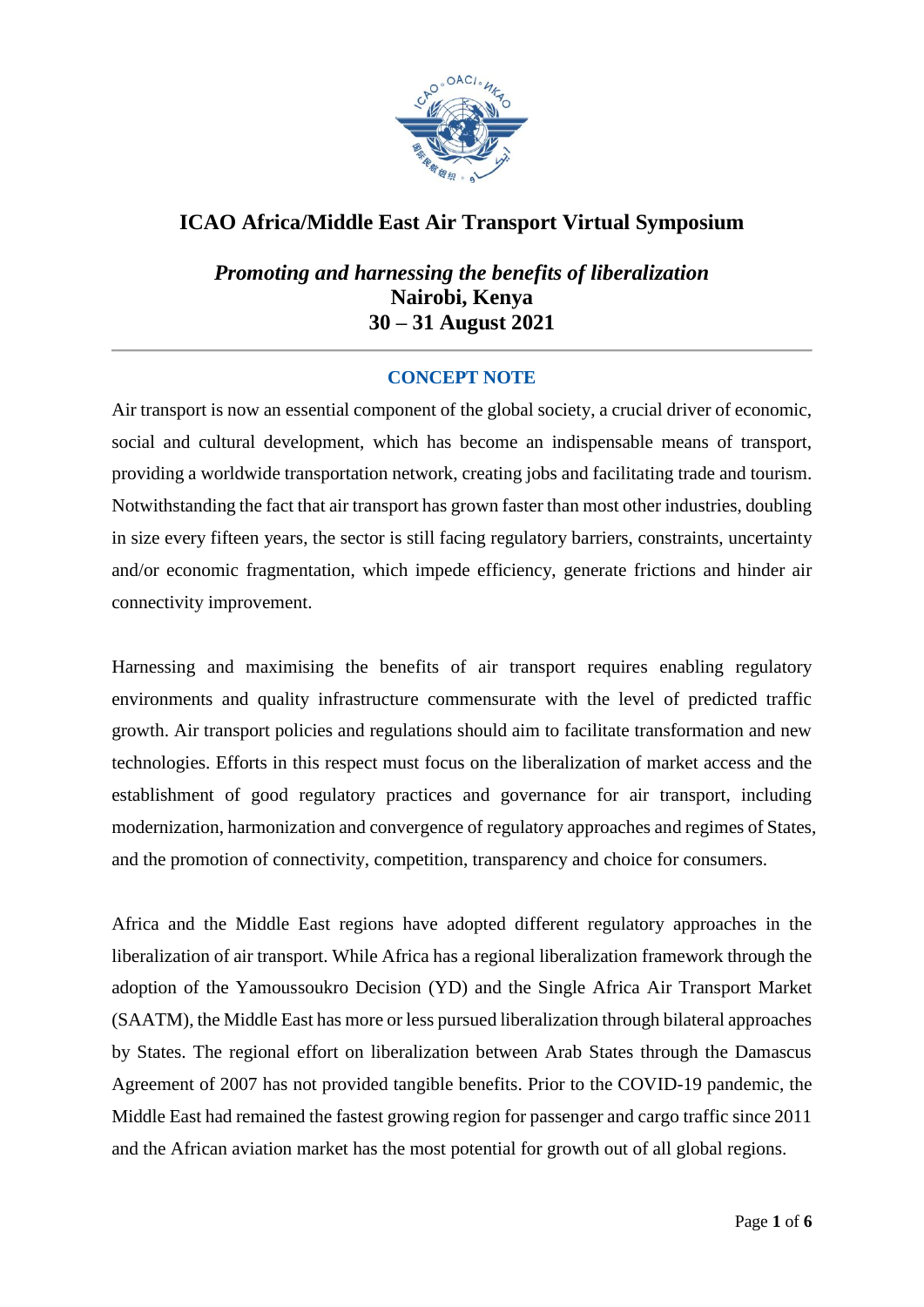# ICAO Africa/Middle East Air Transport Virtual Symposium

***Promoting and harnessing the benefits of liberalization***
**Nairobi, Kenya**
**30 – 31 August 2021**

---

## CONCEPT NOTE

Air transport is now an essential component of the global society, a crucial driver of economic, social and cultural development, which has become an indispensable means of transport, providing a worldwide transportation network, creating jobs and facilitating trade and tourism. Notwithstanding the fact that air transport has grown faster than most other industries, doubling in size every fifteen years, the sector is still facing regulatory barriers, constraints, uncertainty and/or economic fragmentation, which impede efficiency, generate frictions and hinder air connectivity improvement.

Harnessing and maximising the benefits of air transport requires enabling regulatory environments and quality infrastructure commensurate with the level of predicted traffic growth. Air transport policies and regulations should aim to facilitate transformation and new technologies. Efforts in this respect must focus on the liberalization of market access and the establishment of good regulatory practices and governance for air transport, including modernization, harmonization and convergence of regulatory approaches and regimes of States, and the promotion of connectivity, competition, transparency and choice for consumers.

Africa and the Middle East regions have adopted different regulatory approaches in the liberalization of air transport. While Africa has a regional liberalization framework through the adoption of the Yamoussoukro Decision (YD) and the Single Africa Air Transport Market (SAATM), the Middle East has more or less pursued liberalization through bilateral approaches by States. The regional effort on liberalization between Arab States through the Damascus Agreement of 2007 has not provided tangible benefits. Prior to the COVID-19 pandemic, the Middle East had remained the fastest growing region for passenger and cargo traffic since 2011 and the African aviation market has the most potential for growth out of all global regions.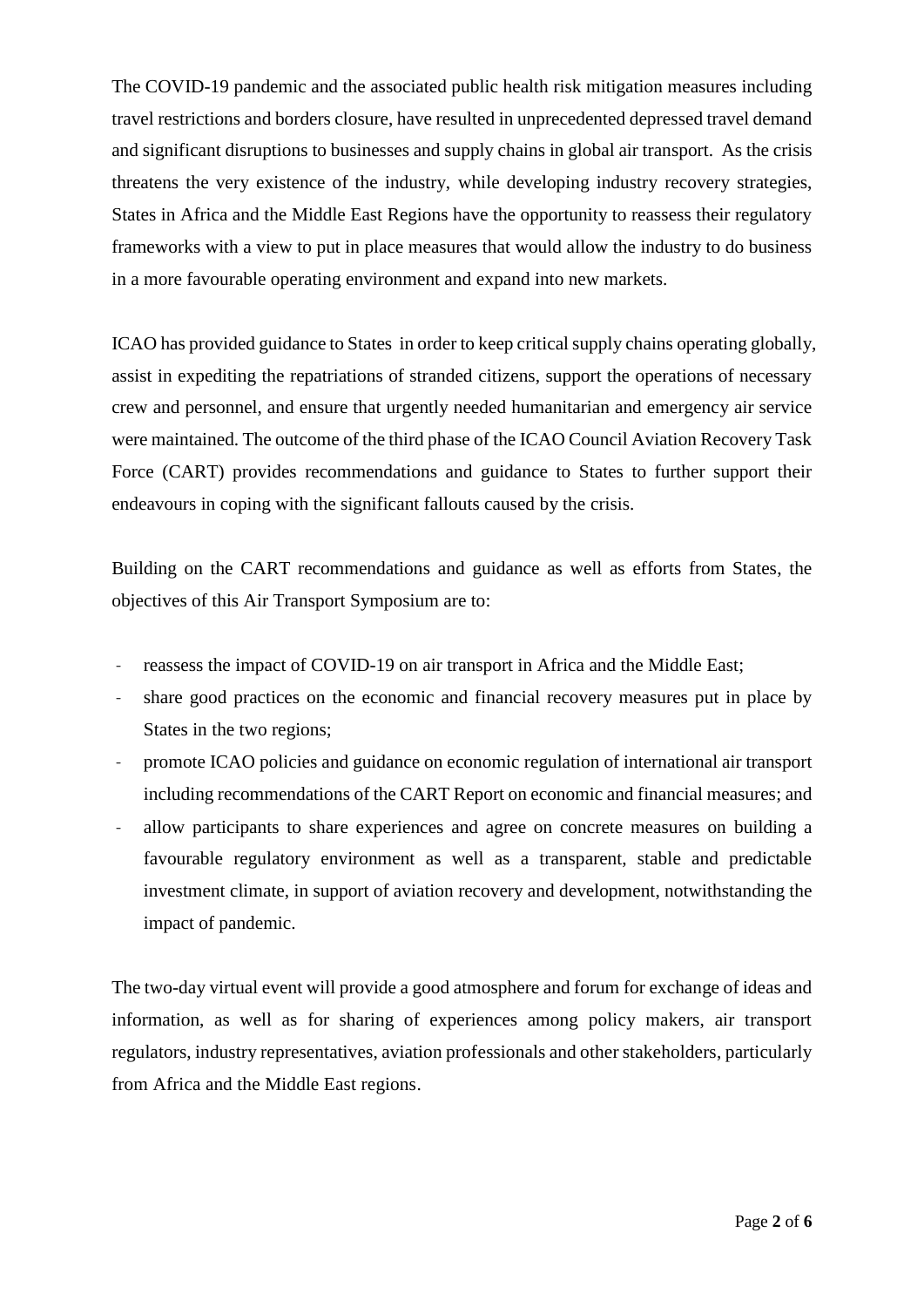The COVID-19 pandemic and the associated public health risk mitigation measures including travel restrictions and borders closure, have resulted in unprecedented depressed travel demand and significant disruptions to businesses and supply chains in global air transport. As the crisis threatens the very existence of the industry, while developing industry recovery strategies, States in Africa and the Middle East Regions have the opportunity to reassess their regulatory frameworks with a view to put in place measures that would allow the industry to do business in a more favourable operating environment and expand into new markets.

ICAO has provided guidance to States in order to keep critical supply chains operating globally, assist in expediting the repatriations of stranded citizens, support the operations of necessary crew and personnel, and ensure that urgently needed humanitarian and emergency air service were maintained. The outcome of the third phase of the ICAO Council Aviation Recovery Task Force (CART) provides recommendations and guidance to States to further support their endeavours in coping with the significant fallouts caused by the crisis.

Building on the CART recommendations and guidance as well as efforts from States, the objectives of this Air Transport Symposium are to:

- reassess the impact of COVID-19 on air transport in Africa and the Middle East;
- share good practices on the economic and financial recovery measures put in place by States in the two regions;
- promote ICAO policies and guidance on economic regulation of international air transport including recommendations of the CART Report on economic and financial measures; and
- allow participants to share experiences and agree on concrete measures on building a favourable regulatory environment as well as a transparent, stable and predictable investment climate, in support of aviation recovery and development, notwithstanding the impact of pandemic.

The two-day virtual event will provide a good atmosphere and forum for exchange of ideas and information, as well as for sharing of experiences among policy makers, air transport regulators, industry representatives, aviation professionals and other stakeholders, particularly from Africa and the Middle East regions.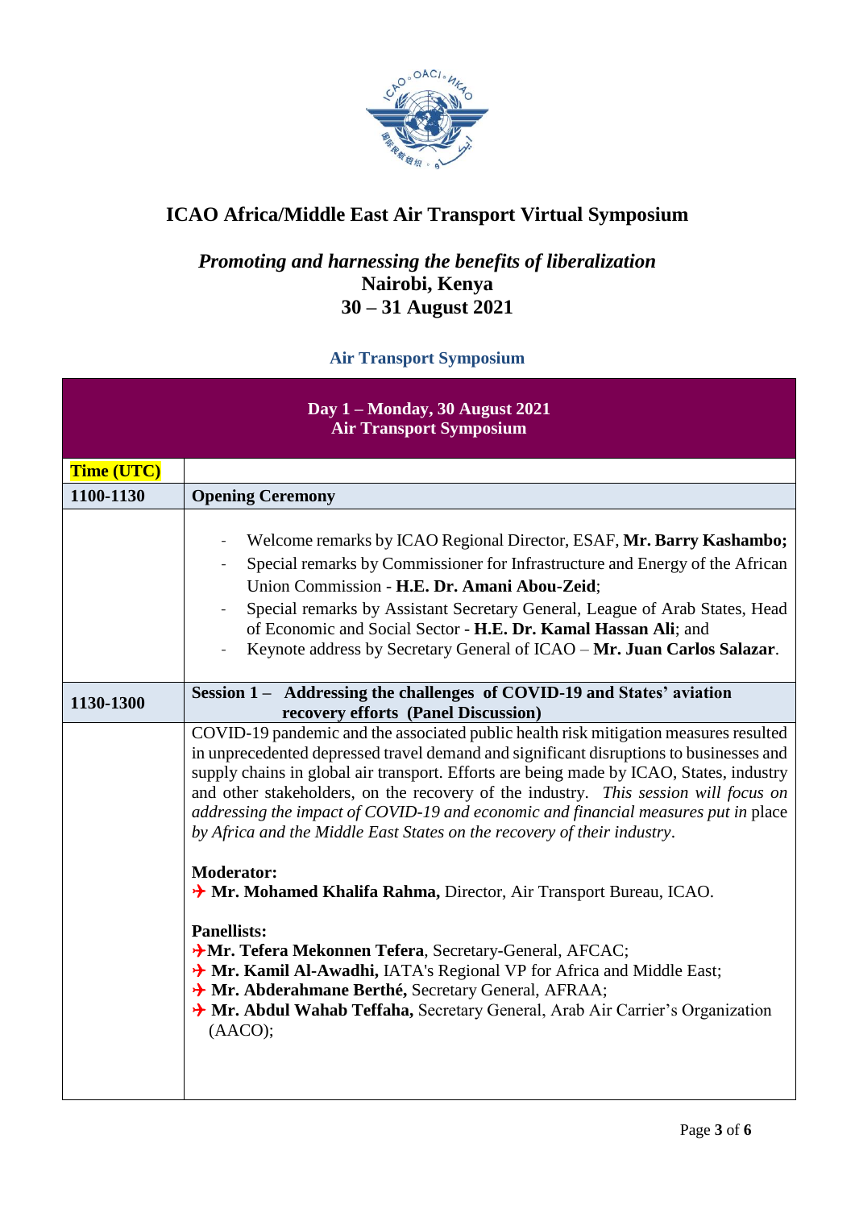# ICAO Africa/Middle East Air Transport Virtual Symposium

## *Promoting and harnessing the benefits of liberalization*
## Nairobi, Kenya
## 30 – 31 August 2021

### Air Transport Symposium

| **Day 1 – Monday, 30 August 2021**<br>**Air Transport Symposium** | |
|---|---|
| **Time (UTC)** | |
| **1100-1130** | **Opening Ceremony** |
| | - Welcome remarks by ICAO Regional Director, ESAF, **Mr. Barry Kashambo;**<br>- Special remarks by Commissioner for Infrastructure and Energy of the African Union Commission - **H.E. Dr. Amani Abou-Zeid**;<br>- Special remarks by Assistant Secretary General, League of Arab States, Head of Economic and Social Sector - **H.E. Dr. Kamal Hassan Ali**; and<br>- Keynote address by Secretary General of ICAO – **Mr. Juan Carlos Salazar**. |
| **1130-1300** | **Session 1 – Addressing the challenges of COVID-19 and States' aviation recovery efforts (Panel Discussion)** |
| | COVID-19 pandemic and the associated public health risk mitigation measures resulted in unprecedented depressed travel demand and significant disruptions to businesses and supply chains in global air transport. Efforts are being made by ICAO, States, industry and other stakeholders, on the recovery of the industry. *This session will focus on addressing the impact of COVID-19 and economic and financial measures put in* place *by Africa and the Middle East States on the recovery of their industry*.<br><br>**Moderator:**<br>✈ **Mr. Mohamed Khalifa Rahma,** Director, Air Transport Bureau, ICAO.<br><br>**Panellists:**<br>✈ **Mr. Tefera Mekonnen Tefera**, Secretary-General, AFCAC;<br>✈ **Mr. Kamil Al-Awadhi,** IATA's Regional VP for Africa and Middle East;<br>✈ **Mr. Abderahmane Berthé,** Secretary General, AFRAA;<br>✈ **Mr. Abdul Wahab Teffaha,** Secretary General, Arab Air Carrier's Organization (AACO); |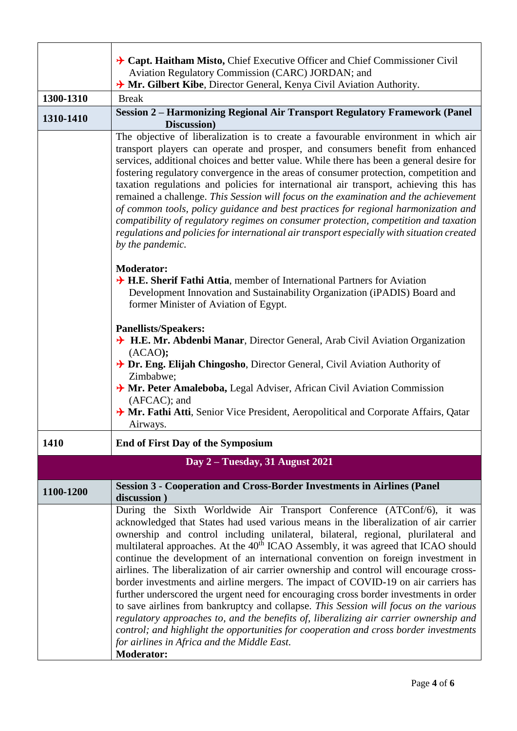| | |
|---|---|
| | ✈ **Capt. Haitham Misto,** Chief Executive Officer and Chief Commissioner Civil Aviation Regulatory Commission (CARC) JORDAN; and<br>✈ **Mr. Gilbert Kibe**, Director General, Kenya Civil Aviation Authority. |
| **1300-1310** | Break |
| **1310-1410** | **Session 2 – Harmonizing Regional Air Transport Regulatory Framework (Panel Discussion)** |
| | The objective of liberalization is to create a favourable environment in which air transport players can operate and prosper, and consumers benefit from enhanced services, additional choices and better value. While there has been a general desire for fostering regulatory convergence in the areas of consumer protection, competition and taxation regulations and policies for international air transport, achieving this has remained a challenge. *This Session will focus on the examination and the achievement of common tools, policy guidance and best practices for regional harmonization and compatibility of regulatory regimes on consumer protection, competition and taxation regulations and policies for international air transport especially with situation created by the pandemic.*<br><br>**Moderator:**<br>✈ **H.E. Sherif Fathi Attia**, member of International Partners for Aviation Development Innovation and Sustainability Organization (iPADIS) Board and former Minister of Aviation of Egypt.<br><br>**Panellists/Speakers:**<br>✈ **H.E. Mr. Abdenbi Manar**, Director General, Arab Civil Aviation Organization (ACAO**);**<br>✈ **Dr. Eng. Elijah Chingosho**, Director General, Civil Aviation Authority of Zimbabwe;<br>✈ **Mr. Peter Amaleboba,** Legal Adviser, African Civil Aviation Commission (AFCAC); and<br>✈ **Mr. Fathi Atti**, Senior Vice President, Aeropolitical and Corporate Affairs, Qatar Airways. |
| **1410** | **End of First Day of the Symposium** |
| **Day 2 – Tuesday, 31 August 2021** | |
| **1100-1200** | **Session 3 - Cooperation and Cross-Border Investments in Airlines (Panel discussion )** |
| | During the Sixth Worldwide Air Transport Conference (ATConf/6), it was acknowledged that States had used various means in the liberalization of air carrier ownership and control including unilateral, bilateral, regional, plurilateral and multilateral approaches. At the 40th ICAO Assembly, it was agreed that ICAO should continue the development of an international convention on foreign investment in airlines. The liberalization of air carrier ownership and control will encourage cross-border investments and airline mergers. The impact of COVID-19 on air carriers has further underscored the urgent need for encouraging cross border investments in order to save airlines from bankruptcy and collapse. *This Session will focus on the various regulatory approaches to, and the benefits of, liberalizing air carrier ownership and control; and highlight the opportunities for cooperation and cross border investments for airlines in Africa and the Middle East.*<br>**Moderator:** |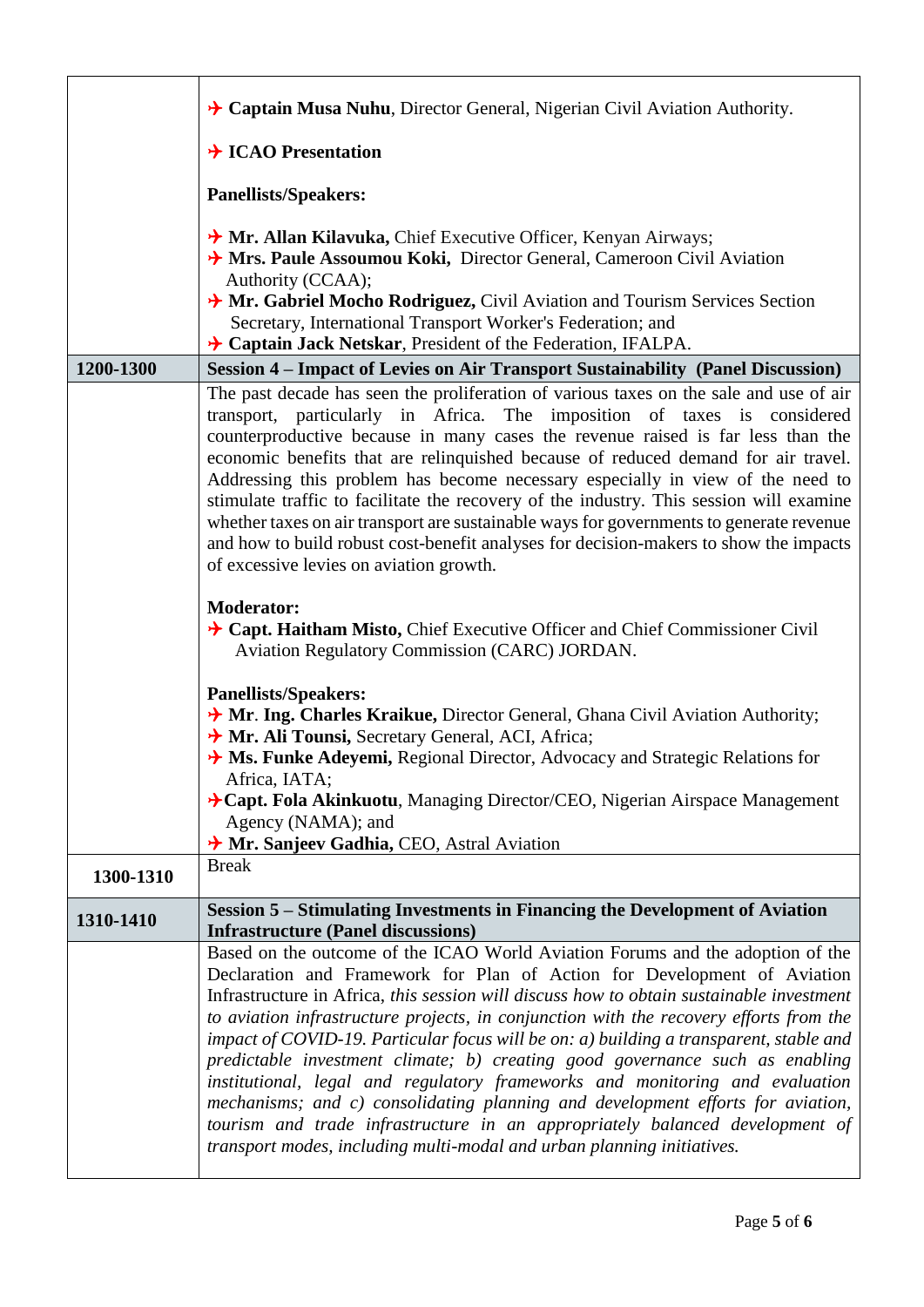| | |
|---|---|
| | ✈ **Captain Musa Nuhu**, Director General, Nigerian Civil Aviation Authority.<br><br>✈ **ICAO Presentation**<br><br>**Panellists/Speakers:**<br><br>✈ **Mr. Allan Kilavuka,** Chief Executive Officer, Kenyan Airways;<br>✈ **Mrs. Paule Assoumou Koki,** Director General, Cameroon Civil Aviation Authority (CCAA);<br>✈ **Mr. Gabriel Mocho Rodriguez,** Civil Aviation and Tourism Services Section Secretary, International Transport Worker's Federation; and<br>✈ **Captain Jack Netskar**, President of the Federation, IFALPA. |
| **1200-1300** | **Session 4 – Impact of Levies on Air Transport Sustainability (Panel Discussion)** |
| | The past decade has seen the proliferation of various taxes on the sale and use of air transport, particularly in Africa. The imposition of taxes is considered counterproductive because in many cases the revenue raised is far less than the economic benefits that are relinquished because of reduced demand for air travel. Addressing this problem has become necessary especially in view of the need to stimulate traffic to facilitate the recovery of the industry. This session will examine whether taxes on air transport are sustainable ways for governments to generate revenue and how to build robust cost-benefit analyses for decision-makers to show the impacts of excessive levies on aviation growth.<br><br>**Moderator:**<br>✈ **Capt. Haitham Misto,** Chief Executive Officer and Chief Commissioner Civil Aviation Regulatory Commission (CARC) JORDAN.<br><br>**Panellists/Speakers:**<br>✈ **Mr. Ing. Charles Kraikue,** Director General, Ghana Civil Aviation Authority;<br>✈ **Mr. Ali Tounsi,** Secretary General, ACI, Africa;<br>✈ **Ms. Funke Adeyemi,** Regional Director, Advocacy and Strategic Relations for Africa, IATA;<br>✈ **Capt. Fola Akinkuotu**, Managing Director/CEO, Nigerian Airspace Management Agency (NAMA); and<br>✈ **Mr. Sanjeev Gadhia,** CEO, Astral Aviation |
| **1300-1310** | Break |
| **1310-1410** | **Session 5 – Stimulating Investments in Financing the Development of Aviation Infrastructure (Panel discussions)** |
| | Based on the outcome of the ICAO World Aviation Forums and the adoption of the Declaration and Framework for Plan of Action for Development of Aviation Infrastructure in Africa, *this session will discuss how to obtain sustainable investment to aviation infrastructure projects, in conjunction with the recovery efforts from the impact of COVID-19. Particular focus will be on: a) building a transparent, stable and predictable investment climate; b) creating good governance such as enabling institutional, legal and regulatory frameworks and monitoring and evaluation mechanisms; and c) consolidating planning and development efforts for aviation, tourism and trade infrastructure in an appropriately balanced development of transport modes, including multi-modal and urban planning initiatives.* |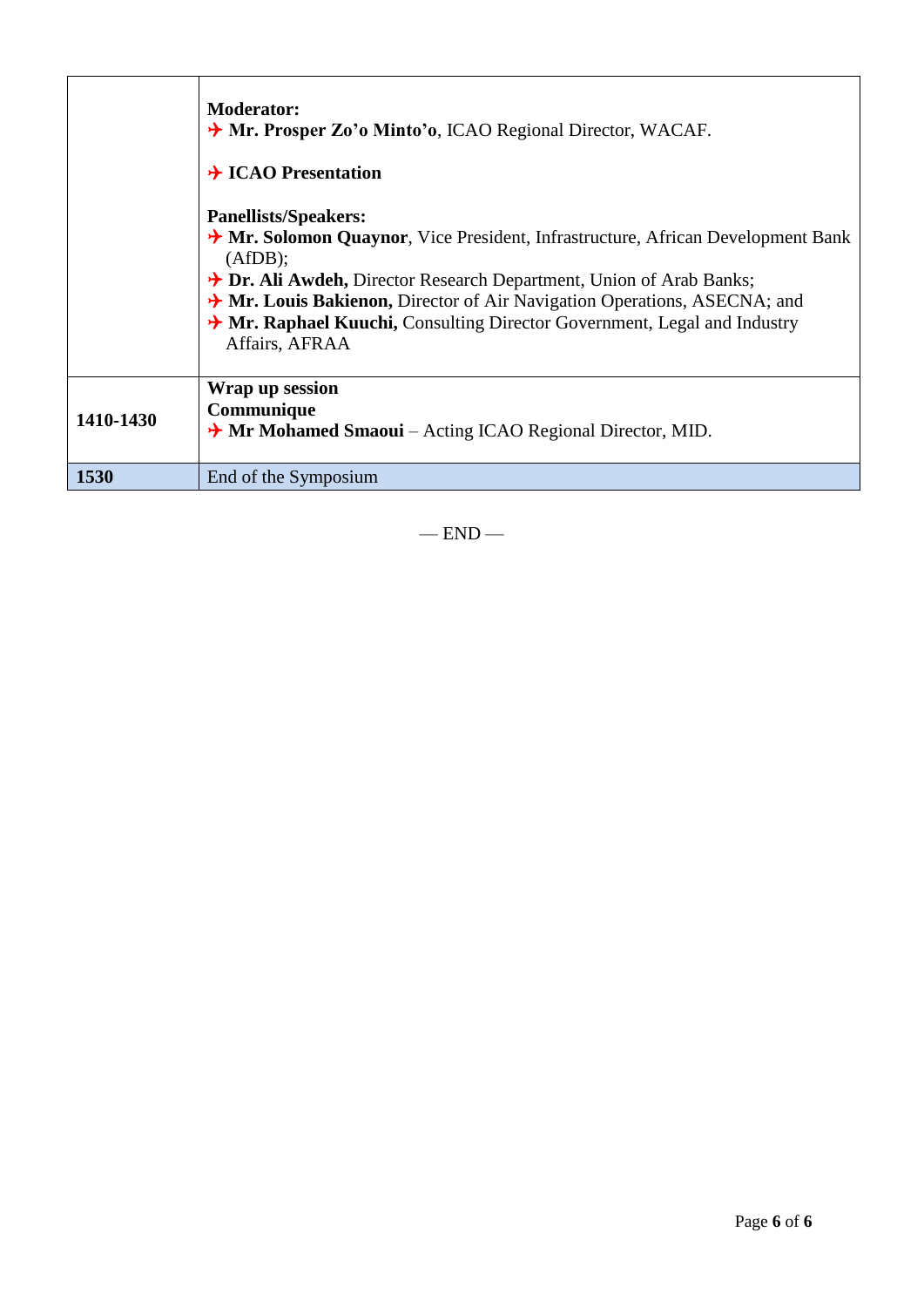| | |
|---|---|
| | **Moderator:**<br>✈ **Mr. Prosper Zo'o Minto'o**, ICAO Regional Director, WACAF.<br><br>✈ **ICAO Presentation**<br><br>**Panellists/Speakers:**<br>✈ **Mr. Solomon Quaynor**, Vice President, Infrastructure, African Development Bank (AfDB);<br>✈ **Dr. Ali Awdeh,** Director Research Department, Union of Arab Banks;<br>✈ **Mr. Louis Bakienon,** Director of Air Navigation Operations, ASECNA; and<br>✈ **Mr. Raphael Kuuchi,** Consulting Director Government, Legal and Industry Affairs, AFRAA |
| **1410-1430** | **Wrap up session**<br>**Communique**<br>✈ **Mr Mohamed Smaoui** – Acting ICAO Regional Director, MID. |
| **1530** | End of the Symposium |

— END —